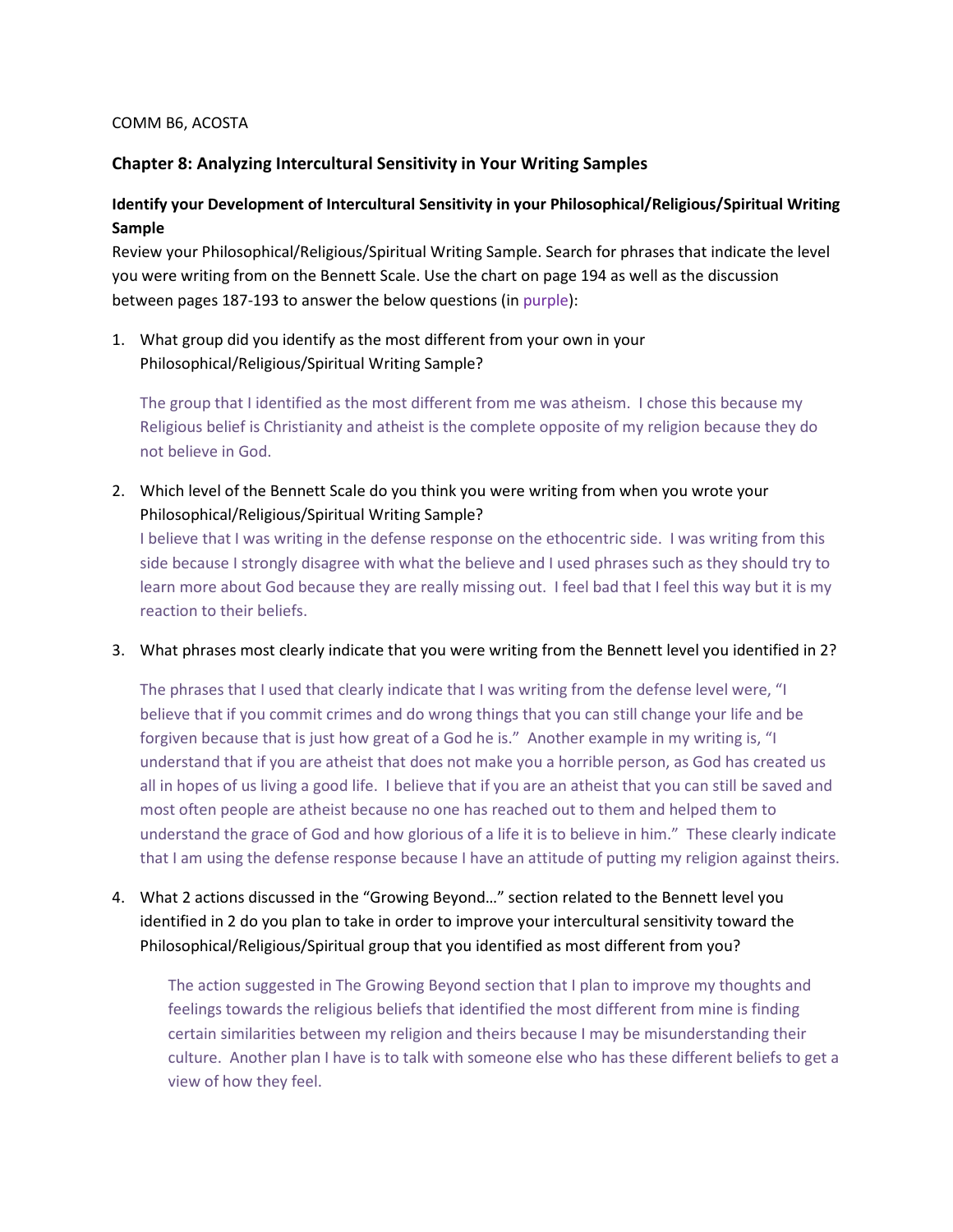COMM B6, ACOSTA

## Chapter 8: Analyzing Intercultural Sensitivity in Your Writing Samples

### Identify your Development of Intercultural Sensitivity in your Philosophical/Religious/Spiritual Writing Sample

Review your Philosophical/Religious/Spiritual Writing Sample. Search for phrases that indicate the level you were writing from on the Bennett Scale. Use the chart on page 194 as well as the discussion between pages 187-193 to answer the below questions (in purple):

1. What group did you identify as the most different from your own in your Philosophical/Religious/Spiritual Writing Sample?

   The group that I identified as the most different from me was atheism. I chose this because my Religious belief is Christianity and atheist is the complete opposite of my religion because they do not believe in God.

2. Which level of the Bennett Scale do you think you were writing from when you wrote your Philosophical/Religious/Spiritual Writing Sample?

   I believe that I was writing in the defense response on the ethocentric side. I was writing from this side because I strongly disagree with what the believe and I used phrases such as they should try to learn more about God because they are really missing out. I feel bad that I feel this way but it is my reaction to their beliefs.

3. What phrases most clearly indicate that you were writing from the Bennett level you identified in 2?

   The phrases that I used that clearly indicate that I was writing from the defense level were, "I believe that if you commit crimes and do wrong things that you can still change your life and be forgiven because that is just how great of a God he is." Another example in my writing is, "I understand that if you are atheist that does not make you a horrible person, as God has created us all in hopes of us living a good life. I believe that if you are an atheist that you can still be saved and most often people are atheist because no one has reached out to them and helped them to understand the grace of God and how glorious of a life it is to believe in him." These clearly indicate that I am using the defense response because I have an attitude of putting my religion against theirs.

4. What 2 actions discussed in the "Growing Beyond…" section related to the Bennett level you identified in 2 do you plan to take in order to improve your intercultural sensitivity toward the Philosophical/Religious/Spiritual group that you identified as most different from you?

   The action suggested in The Growing Beyond section that I plan to improve my thoughts and feelings towards the religious beliefs that identified the most different from mine is finding certain similarities between my religion and theirs because I may be misunderstanding their culture. Another plan I have is to talk with someone else who has these different beliefs to get a view of how they feel.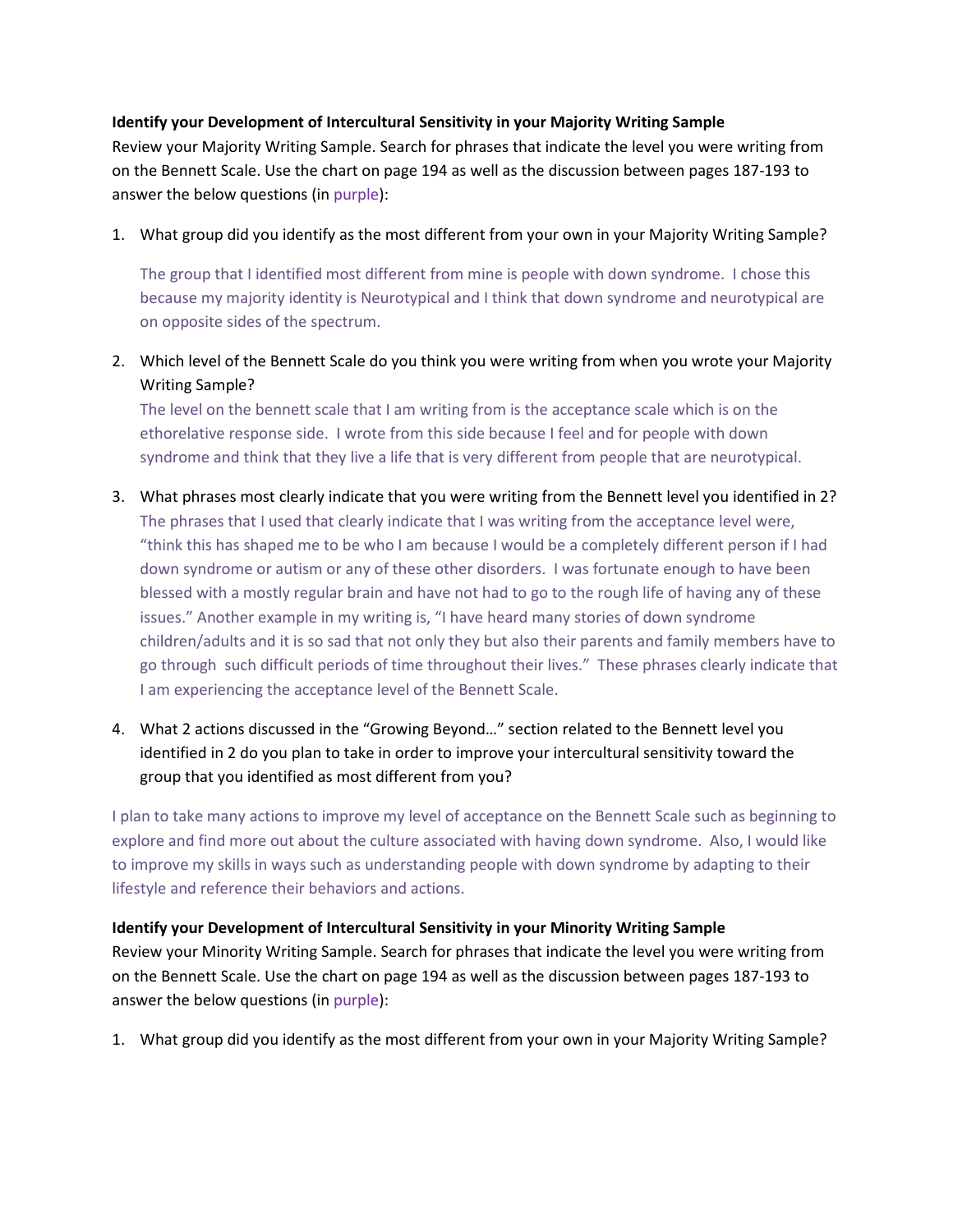**Identify your Development of Intercultural Sensitivity in your Majority Writing Sample**

Review your Majority Writing Sample. Search for phrases that indicate the level you were writing from on the Bennett Scale. Use the chart on page 194 as well as the discussion between pages 187-193 to answer the below questions (in purple):

1. What group did you identify as the most different from your own in your Majority Writing Sample?

   The group that I identified most different from mine is people with down syndrome. I chose this because my majority identity is Neurotypical and I think that down syndrome and neurotypical are on opposite sides of the spectrum.

2. Which level of the Bennett Scale do you think you were writing from when you wrote your Majority Writing Sample?
   The level on the bennett scale that I am writing from is the acceptance scale which is on the ethorelative response side. I wrote from this side because I feel and for people with down syndrome and think that they live a life that is very different from people that are neurotypical.

3. What phrases most clearly indicate that you were writing from the Bennett level you identified in 2?
   The phrases that I used that clearly indicate that I was writing from the acceptance level were, "think this has shaped me to be who I am because I would be a completely different person if I had down syndrome or autism or any of these other disorders. I was fortunate enough to have been blessed with a mostly regular brain and have not had to go to the rough life of having any of these issues." Another example in my writing is, "I have heard many stories of down syndrome children/adults and it is so sad that not only they but also their parents and family members have to go through such difficult periods of time throughout their lives." These phrases clearly indicate that I am experiencing the acceptance level of the Bennett Scale.

4. What 2 actions discussed in the "Growing Beyond…" section related to the Bennett level you identified in 2 do you plan to take in order to improve your intercultural sensitivity toward the group that you identified as most different from you?

I plan to take many actions to improve my level of acceptance on the Bennett Scale such as beginning to explore and find more out about the culture associated with having down syndrome. Also, I would like to improve my skills in ways such as understanding people with down syndrome by adapting to their lifestyle and reference their behaviors and actions.

**Identify your Development of Intercultural Sensitivity in your Minority Writing Sample**

Review your Minority Writing Sample. Search for phrases that indicate the level you were writing from on the Bennett Scale. Use the chart on page 194 as well as the discussion between pages 187-193 to answer the below questions (in purple):

1. What group did you identify as the most different from your own in your Majority Writing Sample?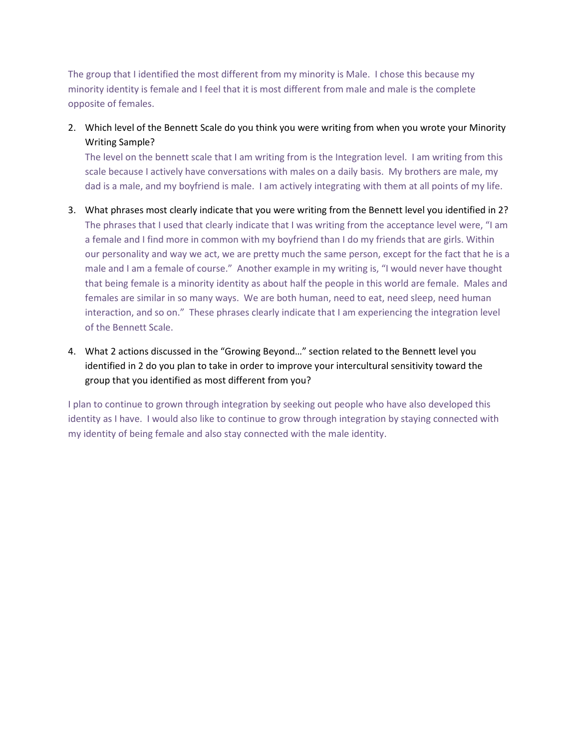The group that I identified the most different from my minority is Male. I chose this because my minority identity is female and I feel that it is most different from male and male is the complete opposite of females.

2. Which level of the Bennett Scale do you think you were writing from when you wrote your Minority Writing Sample?
   The level on the bennett scale that I am writing from is the Integration level. I am writing from this scale because I actively have conversations with males on a daily basis. My brothers are male, my dad is a male, and my boyfriend is male. I am actively integrating with them at all points of my life.

3. What phrases most clearly indicate that you were writing from the Bennett level you identified in 2?
   The phrases that I used that clearly indicate that I was writing from the acceptance level were, "I am a female and I find more in common with my boyfriend than I do my friends that are girls. Within our personality and way we act, we are pretty much the same person, except for the fact that he is a male and I am a female of course." Another example in my writing is, "I would never have thought that being female is a minority identity as about half the people in this world are female. Males and females are similar in so many ways. We are both human, need to eat, need sleep, need human interaction, and so on." These phrases clearly indicate that I am experiencing the integration level of the Bennett Scale.

4. What 2 actions discussed in the "Growing Beyond…" section related to the Bennett level you identified in 2 do you plan to take in order to improve your intercultural sensitivity toward the group that you identified as most different from you?

I plan to continue to grown through integration by seeking out people who have also developed this identity as I have. I would also like to continue to grow through integration by staying connected with my identity of being female and also stay connected with the male identity.